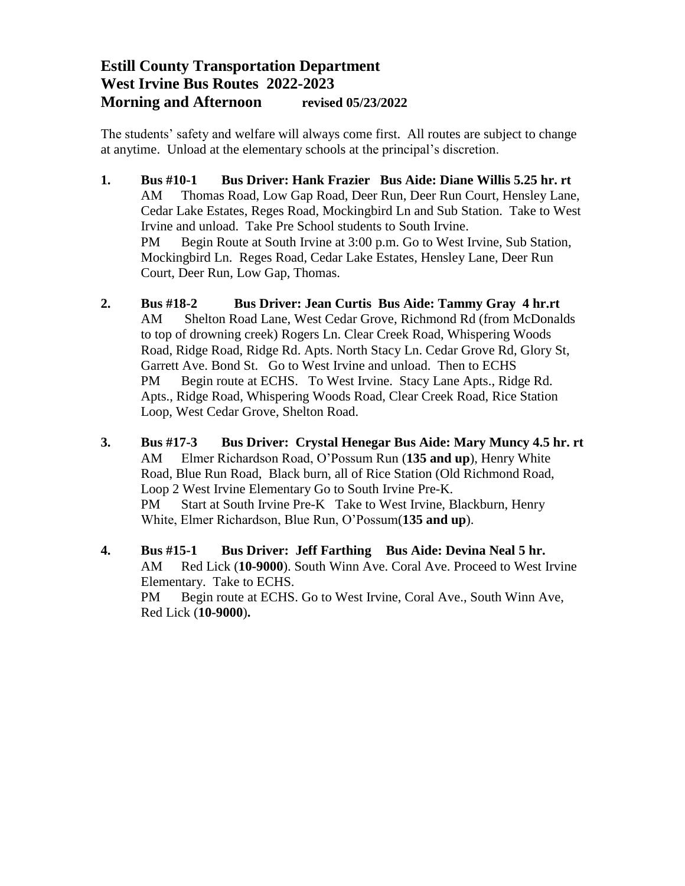# Estill County Transportation Department
# West Irvine Bus Routes 2022-2023
# Morning and Afternoon revised 05/23/2022

The students' safety and welfare will always come first. All routes are subject to change at anytime. Unload at the elementary schools at the principal's discretion.

1. **Bus #10-1 Bus Driver: Hank Frazier Bus Aide: Diane Willis 5.25 hr. rt**
   AM Thomas Road, Low Gap Road, Deer Run, Deer Run Court, Hensley Lane, Cedar Lake Estates, Reges Road, Mockingbird Ln and Sub Station. Take to West Irvine and unload. Take Pre School students to South Irvine.
   PM Begin Route at South Irvine at 3:00 p.m. Go to West Irvine, Sub Station, Mockingbird Ln. Reges Road, Cedar Lake Estates, Hensley Lane, Deer Run Court, Deer Run, Low Gap, Thomas.

2. **Bus #18-2 Bus Driver: Jean Curtis Bus Aide: Tammy Gray 4 hr.rt**
   AM Shelton Road Lane, West Cedar Grove, Richmond Rd (from McDonalds to top of drowning creek) Rogers Ln. Clear Creek Road, Whispering Woods Road, Ridge Road, Ridge Rd. Apts. North Stacy Ln. Cedar Grove Rd, Glory St, Garrett Ave. Bond St. Go to West Irvine and unload. Then to ECHS
   PM Begin route at ECHS. To West Irvine. Stacy Lane Apts., Ridge Rd. Apts., Ridge Road, Whispering Woods Road, Clear Creek Road, Rice Station Loop, West Cedar Grove, Shelton Road.

3. **Bus #17-3 Bus Driver: Crystal Henegar Bus Aide: Mary Muncy 4.5 hr. rt**
   AM Elmer Richardson Road, O'Possum Run (**135 and up**), Henry White Road, Blue Run Road, Black burn, all of Rice Station (Old Richmond Road, Loop 2 West Irvine Elementary Go to South Irvine Pre-K.
   PM Start at South Irvine Pre-K Take to West Irvine, Blackburn, Henry White, Elmer Richardson, Blue Run, O'Possum(**135 and up**).

4. **Bus #15-1 Bus Driver: Jeff Farthing Bus Aide: Devina Neal 5 hr.**
   AM Red Lick (**10-9000**). South Winn Ave. Coral Ave. Proceed to West Irvine Elementary. Take to ECHS.
   PM Begin route at ECHS. Go to West Irvine, Coral Ave., South Winn Ave, Red Lick (**10-9000**)**.**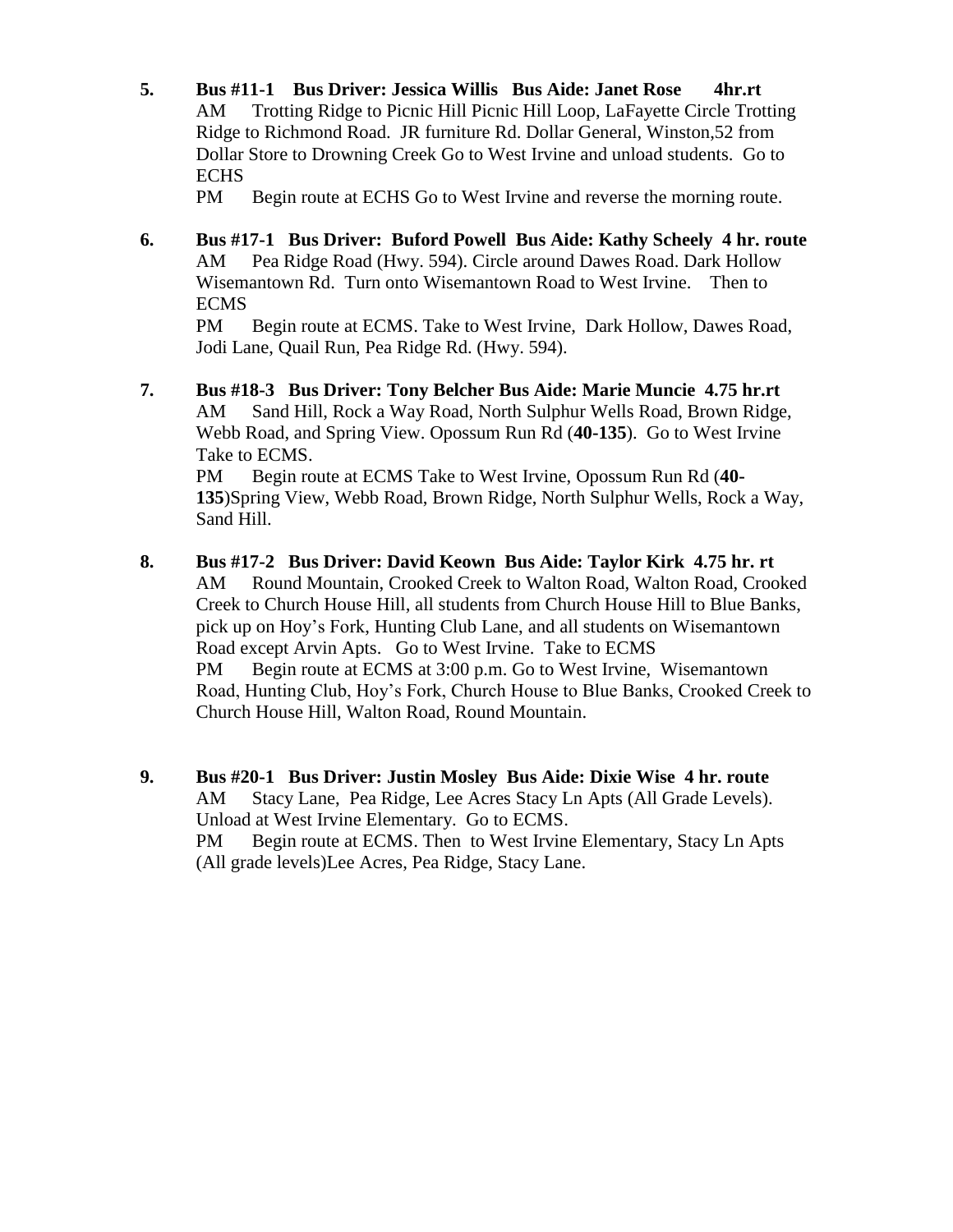5. **Bus #11-1 Bus Driver: Jessica Willis Bus Aide: Janet Rose 4hr.rt**
   AM Trotting Ridge to Picnic Hill Picnic Hill Loop, LaFayette Circle Trotting Ridge to Richmond Road. JR furniture Rd. Dollar General, Winston,52 from Dollar Store to Drowning Creek Go to West Irvine and unload students. Go to ECHS
   PM Begin route at ECHS Go to West Irvine and reverse the morning route.

6. **Bus #17-1 Bus Driver: Buford Powell Bus Aide: Kathy Scheely 4 hr. route**
   AM Pea Ridge Road (Hwy. 594). Circle around Dawes Road. Dark Hollow Wisemantown Rd. Turn onto Wisemantown Road to West Irvine. Then to ECMS
   PM Begin route at ECMS. Take to West Irvine, Dark Hollow, Dawes Road, Jodi Lane, Quail Run, Pea Ridge Rd. (Hwy. 594).

7. **Bus #18-3 Bus Driver: Tony Belcher Bus Aide: Marie Muncie 4.75 hr.rt**
   AM Sand Hill, Rock a Way Road, North Sulphur Wells Road, Brown Ridge, Webb Road, and Spring View. Opossum Run Rd (**40-135**). Go to West Irvine Take to ECMS.
   PM Begin route at ECMS Take to West Irvine, Opossum Run Rd (**40-135**)Spring View, Webb Road, Brown Ridge, North Sulphur Wells, Rock a Way, Sand Hill.

8. **Bus #17-2 Bus Driver: David Keown Bus Aide: Taylor Kirk 4.75 hr. rt**
   AM Round Mountain, Crooked Creek to Walton Road, Walton Road, Crooked Creek to Church House Hill, all students from Church House Hill to Blue Banks, pick up on Hoy's Fork, Hunting Club Lane, and all students on Wisemantown Road except Arvin Apts. Go to West Irvine. Take to ECMS
   PM Begin route at ECMS at 3:00 p.m. Go to West Irvine, Wisemantown Road, Hunting Club, Hoy's Fork, Church House to Blue Banks, Crooked Creek to Church House Hill, Walton Road, Round Mountain.

9. **Bus #20-1 Bus Driver: Justin Mosley Bus Aide: Dixie Wise 4 hr. route**
   AM Stacy Lane, Pea Ridge, Lee Acres Stacy Ln Apts (All Grade Levels). Unload at West Irvine Elementary. Go to ECMS.
   PM Begin route at ECMS. Then to West Irvine Elementary, Stacy Ln Apts (All grade levels)Lee Acres, Pea Ridge, Stacy Lane.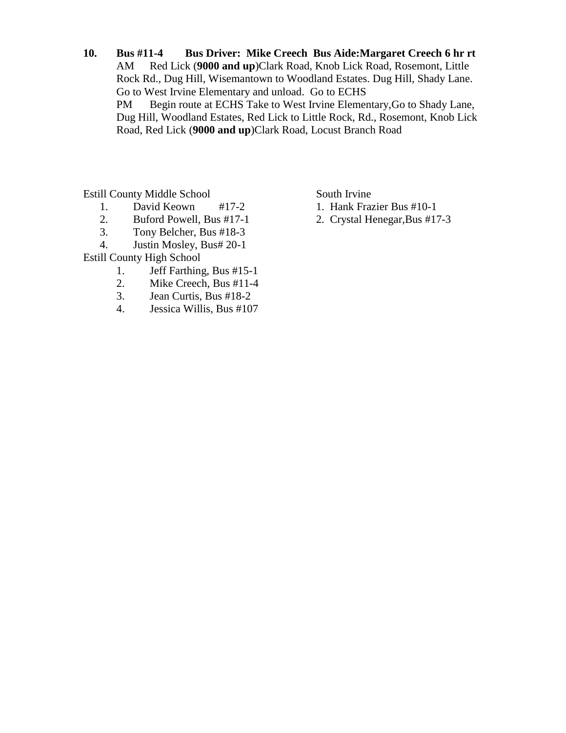**10. Bus #11-4 Bus Driver: Mike Creech Bus Aide:Margaret Creech 6 hr rt**

AM Red Lick (**9000 and up**)Clark Road, Knob Lick Road, Rosemont, Little Rock Rd., Dug Hill, Wisemantown to Woodland Estates. Dug Hill, Shady Lane. Go to West Irvine Elementary and unload. Go to ECHS

PM Begin route at ECHS Take to West Irvine Elementary,Go to Shady Lane, Dug Hill, Woodland Estates, Red Lick to Little Rock, Rd., Rosemont, Knob Lick Road, Red Lick (**9000 and up**)Clark Road, Locust Branch Road

Estill County Middle School

1. David Keown #17-2
2. Buford Powell, Bus #17-1
3. Tony Belcher, Bus #18-3
4. Justin Mosley, Bus# 20-1

Estill County High School

1. Jeff Farthing, Bus #15-1
2. Mike Creech, Bus #11-4
3. Jean Curtis, Bus #18-2
4. Jessica Willis, Bus #107

South Irvine

1. Hank Frazier Bus #10-1
2. Crystal Henegar,Bus #17-3